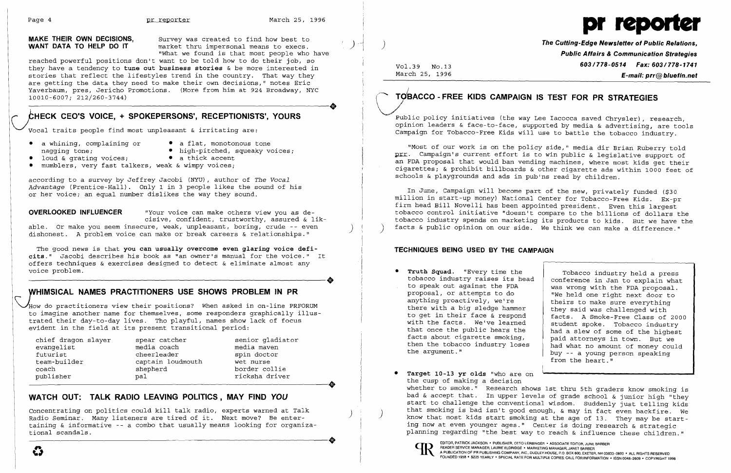## MAKE THEIR OWN DECISIONS, WANT DATA TO HELP DO IT

Survey was created to find how best to market thru impersonal means to execs. "What we found is that most people who have reached powerful positions don't want to be told how to do their job, so they have a tendency to **tune out business stories** & be more interested in stories that reflect the lifestyles trend in the country. That way they are getting the data they need to make their own decisions," notes Eric Yaverbaum, pres, Jericho Promotions. (More from him at 924 Broadway, NYC 10010-6007; 212/260-3744)

## CHECK CEO'S VOICE, + SPOKEPERSONS', RECEPTIONISTS', YOURS

Vocal traits people find most unpleasant & irritating are:

- a whining, complaining or nagging tone;
- a flat, monotonous tone
- high-pitched, squeaky voices;
- loud & grating voices;
- a thick accent
- mumblers, very fast talkers, weak & wimpy voices;

according to a survey by Jeffrey Jacobi (NYU), author of *The Vocal Advantage* (Prentice-Hall). Only 1 in 3 people likes the sound of his or her voice; an equal number dislikes the way they sound.

**OVERLOOKED INFLUENCER** "Your voice can make others view you as decisive, confident, trustworthy, assured & likable. Or make you seem insecure, weak, unpleasant, boring, crude -- even dishonest. A problem voice can make or break careers & relationships."

The good news is that **you can usually overcome even glaring voice deficits.**" Jacobi describes his book as "an owner's manual for the voice." It offers techniques & exercises designed to detect & eliminate almost any voice problem.

## WHIMSICAL NAMES PRACTITIONERS USE SHOWS PROBLEM IN PR

How do practitioners view their positions? When asked in on-line PRFORUM to imagine another name for themselves, some responders graphically illustrated their day-to-day lives. Tho playful, names show lack of focus evident in the field at its present transitional period:

| | | |
|---|---|---|
| chief dragon slayer | spear catcher | senior gladiator |
| evangelist | media coach | media maven |
| futurist | cheerleader | spin doctor |
| team-builder | captain loudmouth | wet nurse |
| coach | shepherd | border collie |
| publisher | pal | ricksha driver |

## WATCH OUT: TALK RADIO LEAVING POLITICS, MAY FIND *YOU*

Concentrating on politics could kill talk radio, experts warned at Talk Radio Seminar. Many listeners are tired of it. Next move? Be entertaining & informative -- a combo that usually means looking for organizational scandals.

# pr reporter

**The Cutting-Edge Newsletter of Public Relations, Public Affairs & Communication Strategies**
**603/778-0514 Fax: 603/778-1741**
**E-mail: prr@bluefin.net**

Vol.39 No.13
March 25, 1996

## TOBACCO-FREE KIDS CAMPAIGN IS TEST FOR PR STRATEGIES

Public policy initiatives (the way Lee Iacocca saved Chrysler), research, opinion leaders & face-to-face, supported by media & advertising, are tools Campaign for Tobacco-Free Kids will use to battle the tobacco industry.

"Most of our work is on the policy side," media dir Brian Ruberry told prr. Campaign's current effort is to win public & legislative support of an FDA proposal that would ban vending machines, where most kids get their cigarettes; & prohibit billboards & other cigarette ads within 1000 feet of schools & playgrounds and ads in pub'ns read by children.

In June, Campaign will become part of the new, privately funded ($30 million in start-up money) National Center for Tobacco-Free Kids. Ex-pr firm head Bill Novelli has been appointed president. Even this largest tobacco control initiative "doesn't compare to the billions of dollars the tobacco industry spends on marketing its products to kids. But we have the facts & public opinion on our side. We think we can make a difference."

### TECHNIQUES BEING USED BY THE CAMPAIGN

- **Truth Squad.** "Every time the tobacco industry raises its head to speak out against the FDA proposal, or attempts to do anything proactively, we're there with a big sledge hammer to get in their face & respond with the facts. We've learned that once the public hears the facts about cigarette smoking, then the tobacco industry loses the argument."

> Tobacco industry held a press conference in Jan to explain what was wrong with the FDA proposal. "We held one right next door to theirs to make sure everything they said was challenged with facts. A Smoke-Free Class of 2000 student spoke. Tobacco industry had a slew of some of the highest paid attorneys in town. But we had what no amount of money could buy -- a young person speaking from the heart."

- **Target 10-13 yr olds** "who are on the cusp of making a decision whether to smoke." Research shows 1st thru 5th graders know smoking is bad & accept that. In upper levels of grade school & junior high "they start to challenge the conventional wisdom. Suddenly just telling kids that smoking is bad isn't good enough, & may in fact even backfire. We know that most kids start smoking at the age of 13. They may be starting now at even younger ages." Center is doing research & strategic planning regarding "the best way to reach & influence these children."

EDITOR, PATRICK JACKSON • PUBLISHER, OTTO LERBINGER • ASSOCIATE EDITOR, JUNE BARBER
READER SERVICE MANAGER, LAURIE ELDRIDGE • MARKETING MANAGER, JANET BARBER
A PUBLICATION OF PR PUBLISHING COMPANY, INC., DUDLEY HOUSE, P.O. BOX 600, EXETER, NH 03833-0600 • ALL RIGHTS RESERVED
FOUNDED 1958 • $225 YEARLY • SPECIAL RATE FOR MULTIPLE COPIES: CALL FOR INFORMATION • ISSN 0048-2609 • COPYRIGHT 1996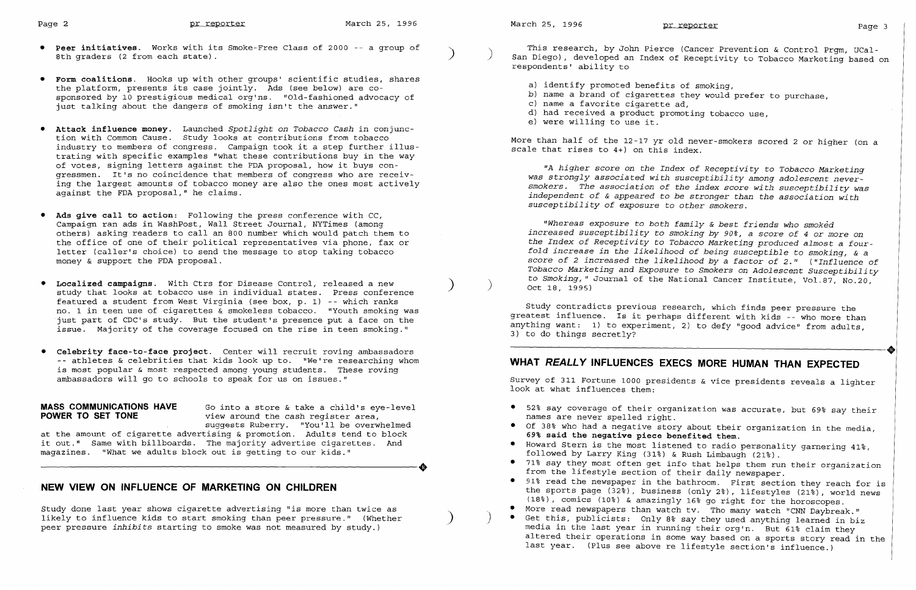- **Peer initiatives.** Works with its Smoke-Free Class of 2000 -- a group of 8th graders (2 from each state).

- **Form coalitions.** Hooks up with other groups' scientific studies, shares the platform, presents its case jointly. Ads (see below) are co-sponsored by 10 prestigious medical org'ns. "Old-fashioned advocacy of just talking about the dangers of smoking isn't the answer."

- **Attack influence money.** Launched *Spotlight on Tobacco Cash* in conjunction with Common Cause. Study looks at contributions from tobacco industry to members of congress. Campaign took it a step further illustrating with specific examples "what these contributions buy in the way of votes, signing letters against the FDA proposal, how it buys congressmen. It's no coincidence that members of congress who are receiving the largest amounts of tobacco money are also the ones most actively against the FDA proposal," he claims.

- **Ads give call to action:** Following the press conference with CC, Campaign ran ads in WashPost, Wall Street Journal, NYTimes (among others) asking readers to call an 800 number which would patch them to the office of one of their political representatives via phone, fax or letter (caller's choice) to send the message to stop taking tobacco money & support the FDA proposal.

- **Localized campaigns.** With Ctrs for Disease Control, released a new study that looks at tobacco use in individual states. Press conference featured a student from West Virginia (see box, p. 1) -- which ranks no. 1 in teen use of cigarettes & smokeless tobacco. "Youth smoking was just part of CDC's study. But the student's presence put a face on the issue. Majority of the coverage focused on the rise in teen smoking."

- **Celebrity face-to-face project.** Center will recruit roving ambassadors -- athletes & celebrities that kids look up to. "We're researching whom is most popular & most respected among young students. These roving ambassadors will go to schools to speak for us on issues."

**MASS COMMUNICATIONS HAVE POWER TO SET TONE** Go into a store & take a child's eye-level view around the cash register area, suggests Ruberry. "You'll be overwhelmed at the amount of cigarette advertising & promotion. Adults tend to block it out." Same with billboards. The majority advertise cigarettes. And magazines. "What we adults block out is getting to our kids."

## NEW VIEW ON INFLUENCE OF MARKETING ON CHILDREN

Study done last year shows cigarette advertising "is more than twice as likely to influence kids to start smoking than peer pressure." (Whether peer pressure *inhibits* starting to smoke was not measured by study.)

This research, by John Pierce (Cancer Prevention & Control Prgm, UCal-San Diego), developed an Index of Receptivity to Tobacco Marketing based on respondents' ability to

a) identify promoted benefits of smoking,
b) name a brand of cigarettes they would prefer to purchase,
c) name a favorite cigarette ad,
d) had received a product promoting tobacco use,
e) were willing to use it.

More than half of the 12-17 yr old never-smokers scored 2 or higher (on a scale that rises to 4+) on this index.

> *"A higher score on the Index of Receptivity to Tobacco Marketing was strongly associated with susceptibility among adolescent never-smokers. The association of the index score with susceptibility was independent of & appeared to be stronger than the association with susceptibility of exposure to other smokers.*
>
> *"Whereas exposure to both family & best friends who smoked increased susceptibility to smoking by 90%, a score of 4 or more on the Index of Receptivity to Tobacco Marketing produced almost a four-fold increase in the likelihood of being susceptible to smoking, & a score of 2 increased the likelihood by a factor of 2."* ("Influence of Tobacco Marketing and Exposure to Smokers on Adolescent Susceptibility to Smoking," Journal of the National Cancer Institute, Vol.87, No.20, Oct 18, 1995)

Study contradicts previous research, which finds peer pressure the greatest influence. Is it perhaps different with kids -- who more than anything want: 1) to experiment, 2) to defy "good advice" from adults, 3) to do things secretly?

## WHAT *REALLY* INFLUENCES EXECS MORE HUMAN THAN EXPECTED

Survey of 311 Fortune 1000 presidents & vice presidents reveals a lighter look at what influences them:

- 52% say coverage of their organization was accurate, but 69% say their names are never spelled right.
- Of 38% who had a negative story about their organization in the media, **69% said the negative piece benefited them.**
- Howard Stern is the most listened to radio personality garnering 41%, followed by Larry King (31%) & Rush Limbaugh (21%).
- 71% say they most often get info that helps them run their organization from the lifestyle section of their daily newspaper.
- 91% read the newspaper in the bathroom. First section they reach for is the sports page (32%), business (only 2%), lifestyles (21%), world news (18%), comics (10%) & amazingly 16% go right for the horoscopes.
- More read newspapers than watch tv. Tho many watch "CNN Daybreak."
- Get this, publicists: Only 8% say they used anything learned in biz media in the last year in running their org'n. But 61% claim they altered their operations in some way based on a sports story read in the last year. (Plus see above re lifestyle section's influence.)